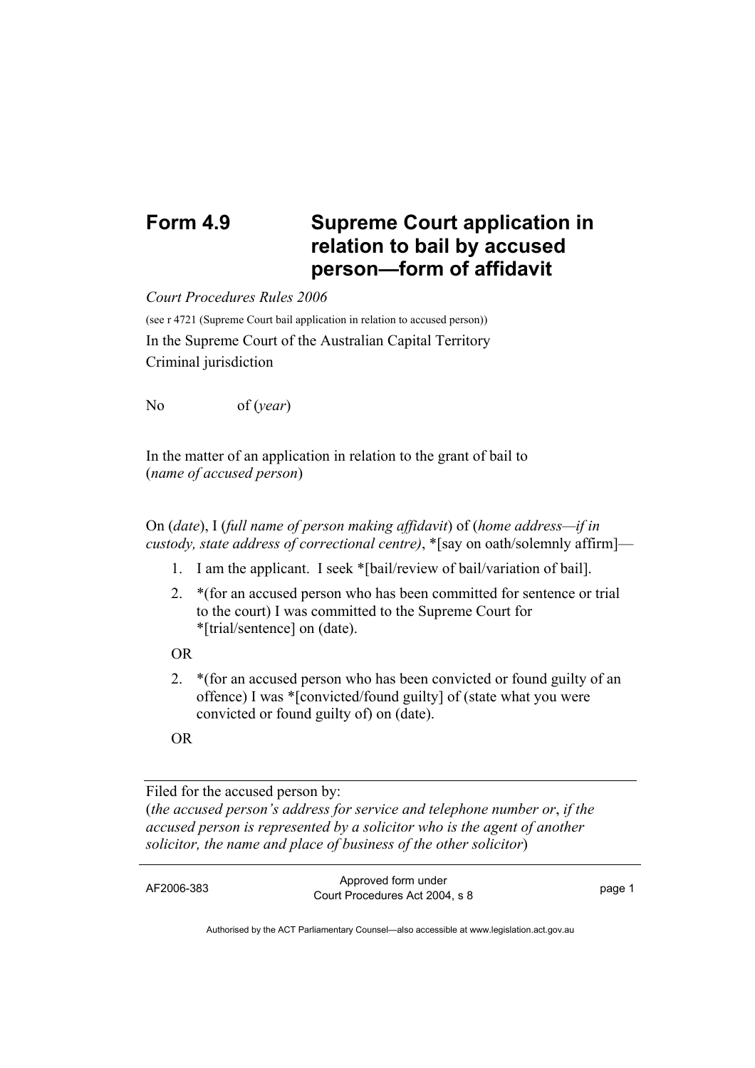# Form 4.9 Supreme Court application in relation to bail by accused person—form of affidavit

*Court Procedures Rules 2006*

(see r 4721 (Supreme Court bail application in relation to accused person))

In the Supreme Court of the Australian Capital Territory

Criminal jurisdiction

No of (*year*)

In the matter of an application in relation to the grant of bail to (*name of accused person*)

On (*date*), I (*full name of person making affidavit*) of (*home address—if in custody, state address of correctional centre)*, *[say on oath/solemnly affirm]—

1. I am the applicant. I seek *[bail/review of bail/variation of bail].
2. *(for an accused person who has been committed for sentence or trial to the court) I was committed to the Supreme Court for *[trial/sentence] on (date).

OR

2. *(for an accused person who has been convicted or found guilty of an offence) I was *[convicted/found guilty] of (state what you were convicted or found guilty of) on (date).

OR

---

Filed for the accused person by:
(*the accused person's address for service and telephone number or*, *if the accused person is represented by a solicitor who is the agent of another solicitor, the name and place of business of the other solicitor*)

AF2006-383 Approved form under Court Procedures Act 2004, s 8

Authorised by the ACT Parliamentary Counsel—also accessible at www.legislation.act.gov.au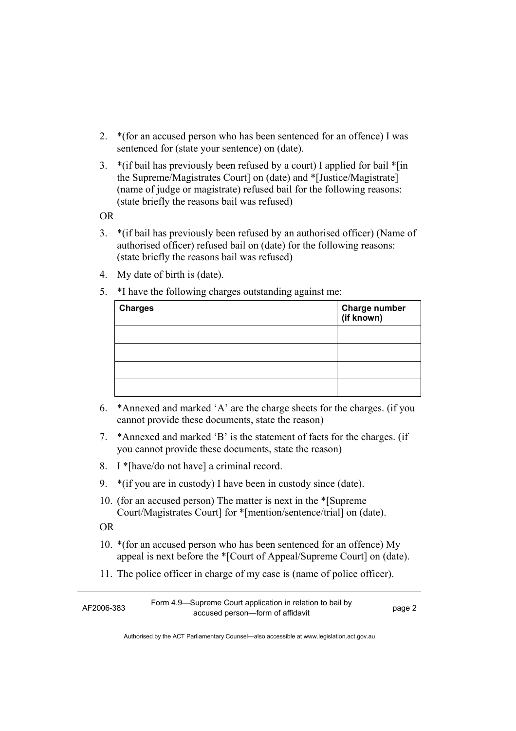2. *(for an accused person who has been sentenced for an offence) I was sentenced for (state your sentence) on (date).

3. *(if bail has previously been refused by a court) I applied for bail *[in the Supreme/Magistrates Court] on (date) and *[Justice/Magistrate] (name of judge or magistrate) refused bail for the following reasons: (state briefly the reasons bail was refused)

OR

3. *(if bail has previously been refused by an authorised officer) (Name of authorised officer) refused bail on (date) for the following reasons: (state briefly the reasons bail was refused)

4. My date of birth is (date).

5. *I have the following charges outstanding against me:

| **Charges** | **Charge number (if known)** |
|---|---|
| | |
| | |
| | |
| | |

6. *Annexed and marked 'A' are the charge sheets for the charges. (if you cannot provide these documents, state the reason)

7. *Annexed and marked 'B' is the statement of facts for the charges. (if you cannot provide these documents, state the reason)

8. I *[have/do not have] a criminal record.

9. *(if you are in custody) I have been in custody since (date).

10. (for an accused person) The matter is next in the *[Supreme Court/Magistrates Court] for *[mention/sentence/trial] on (date).

OR

10. *(for an accused person who has been sentenced for an offence) My appeal is next before the *[Court of Appeal/Supreme Court] on (date).

11. The police officer in charge of my case is (name of police officer).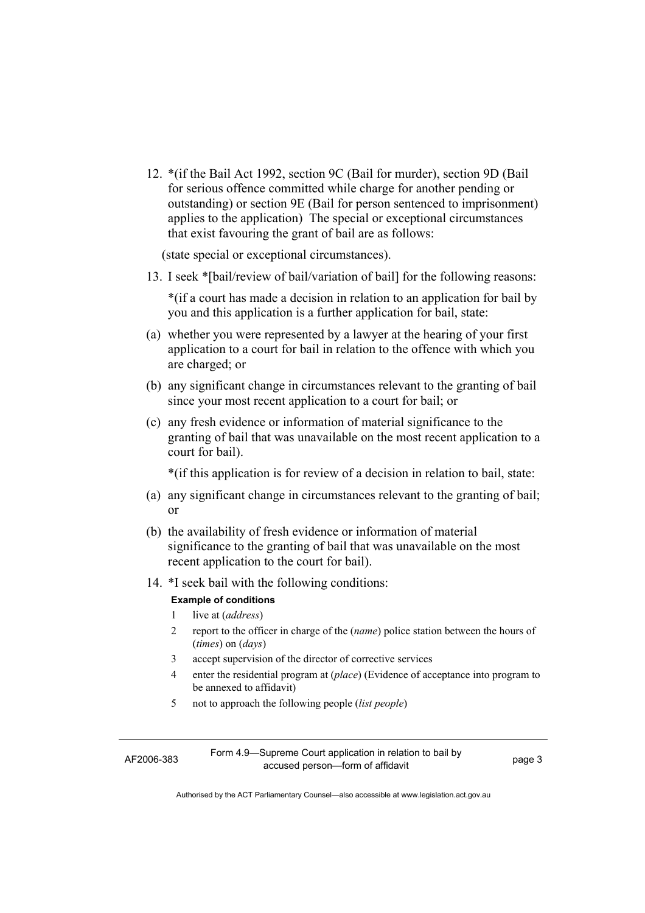12. *(if the Bail Act 1992, section 9C (Bail for murder), section 9D (Bail for serious offence committed while charge for another pending or outstanding) or section 9E (Bail for person sentenced to imprisonment) applies to the application) The special or exceptional circumstances that exist favouring the grant of bail are as follows:

    (state special or exceptional circumstances).

13. I seek *[bail/review of bail/variation of bail] for the following reasons:

    *(if a court has made a decision in relation to an application for bail by you and this application is a further application for bail, state:

    (a) whether you were represented by a lawyer at the hearing of your first application to a court for bail in relation to the offence with which you are charged; or

    (b) any significant change in circumstances relevant to the granting of bail since your most recent application to a court for bail; or

    (c) any fresh evidence or information of material significance to the granting of bail that was unavailable on the most recent application to a court for bail).

    *(if this application is for review of a decision in relation to bail, state:

    (a) any significant change in circumstances relevant to the granting of bail; or

    (b) the availability of fresh evidence or information of material significance to the granting of bail that was unavailable on the most recent application to the court for bail).

14. *I seek bail with the following conditions:

    **Example of conditions**

    1 live at (*address*)

    2 report to the officer in charge of the (*name*) police station between the hours of (*times*) on (*days*)

    3 accept supervision of the director of corrective services

    4 enter the residential program at (*place*) (Evidence of acceptance into program to be annexed to affidavit)

    5 not to approach the following people (*list people*)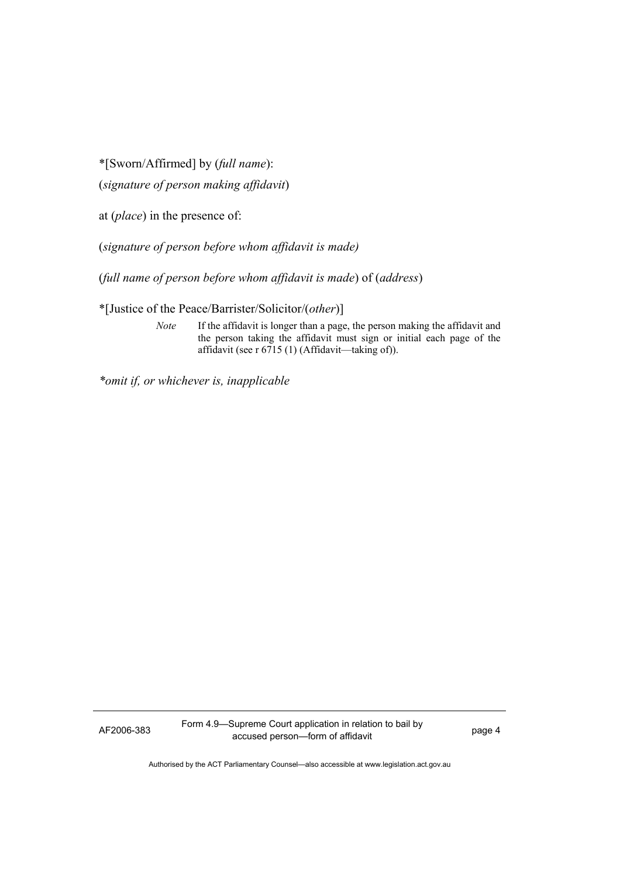*[Sworn/Affirmed] by (*full name*):

(*signature of person making affidavit*)

at (*place*) in the presence of:

(*signature of person before whom affidavit is made)*

(*full name of person before whom affidavit is made*) of (*address*)

*[Justice of the Peace/Barrister/Solicitor/(*other*)]

> *Note* If the affidavit is longer than a page, the person making the affidavit and the person taking the affidavit must sign or initial each page of the affidavit (see r 6715 (1) (Affidavit—taking of)).

**omit if, or whichever is, inapplicable*